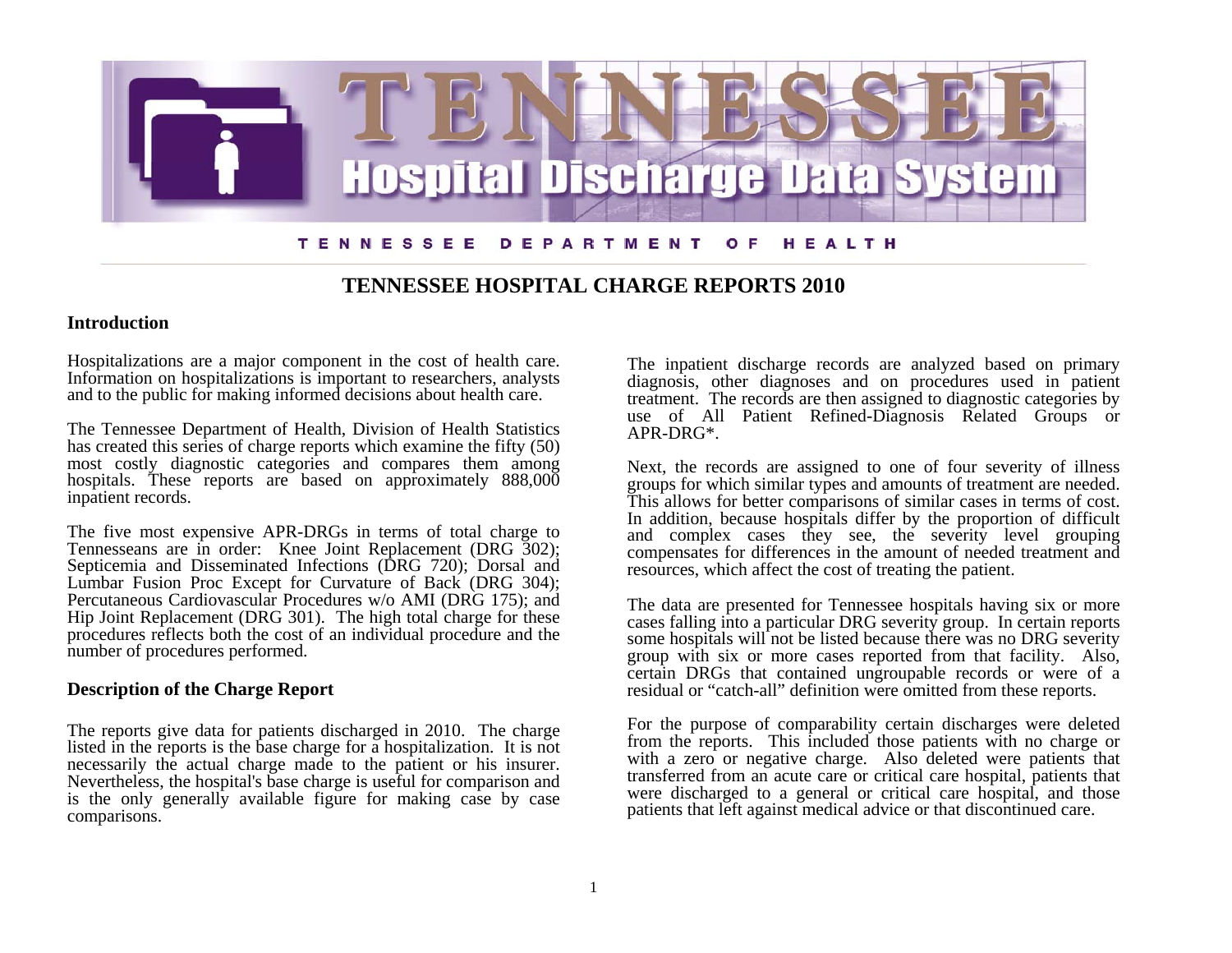# TENNESSEE Hospital Discharge Data System

TENNESSEE DEPARTMENT OF HEALTH

## TENNESSEE HOSPITAL CHARGE REPORTS 2010

### Introduction

Hospitalizations are a major component in the cost of health care. Information on hospitalizations is important to researchers, analysts and to the public for making informed decisions about health care.

The Tennessee Department of Health, Division of Health Statistics has created this series of charge reports which examine the fifty (50) most costly diagnostic categories and compares them among hospitals. These reports are based on approximately 888,000 inpatient records.

The five most expensive APR-DRGs in terms of total charge to Tennesseans are in order: Knee Joint Replacement (DRG 302); Septicemia and Disseminated Infections (DRG 720); Dorsal and Lumbar Fusion Proc Except for Curvature of Back (DRG 304); Percutaneous Cardiovascular Procedures w/o AMI (DRG 175); and Hip Joint Replacement (DRG 301). The high total charge for these procedures reflects both the cost of an individual procedure and the number of procedures performed.

### Description of the Charge Report

The reports give data for patients discharged in 2010. The charge listed in the reports is the base charge for a hospitalization. It is not necessarily the actual charge made to the patient or his insurer. Nevertheless, the hospital's base charge is useful for comparison and is the only generally available figure for making case by case comparisons.

The inpatient discharge records are analyzed based on primary diagnosis, other diagnoses and on procedures used in patient treatment. The records are then assigned to diagnostic categories by use of All Patient Refined-Diagnosis Related Groups or APR-DRG*.

Next, the records are assigned to one of four severity of illness groups for which similar types and amounts of treatment are needed. This allows for better comparisons of similar cases in terms of cost. In addition, because hospitals differ by the proportion of difficult and complex cases they see, the severity level grouping compensates for differences in the amount of needed treatment and resources, which affect the cost of treating the patient.

The data are presented for Tennessee hospitals having six or more cases falling into a particular DRG severity group. In certain reports some hospitals will not be listed because there was no DRG severity group with six or more cases reported from that facility. Also, certain DRGs that contained ungroupable records or were of a residual or "catch-all" definition were omitted from these reports.

For the purpose of comparability certain discharges were deleted from the reports. This included those patients with no charge or with a zero or negative charge. Also deleted were patients that transferred from an acute care or critical care hospital, patients that were discharged to a general or critical care hospital, and those patients that left against medical advice or that discontinued care.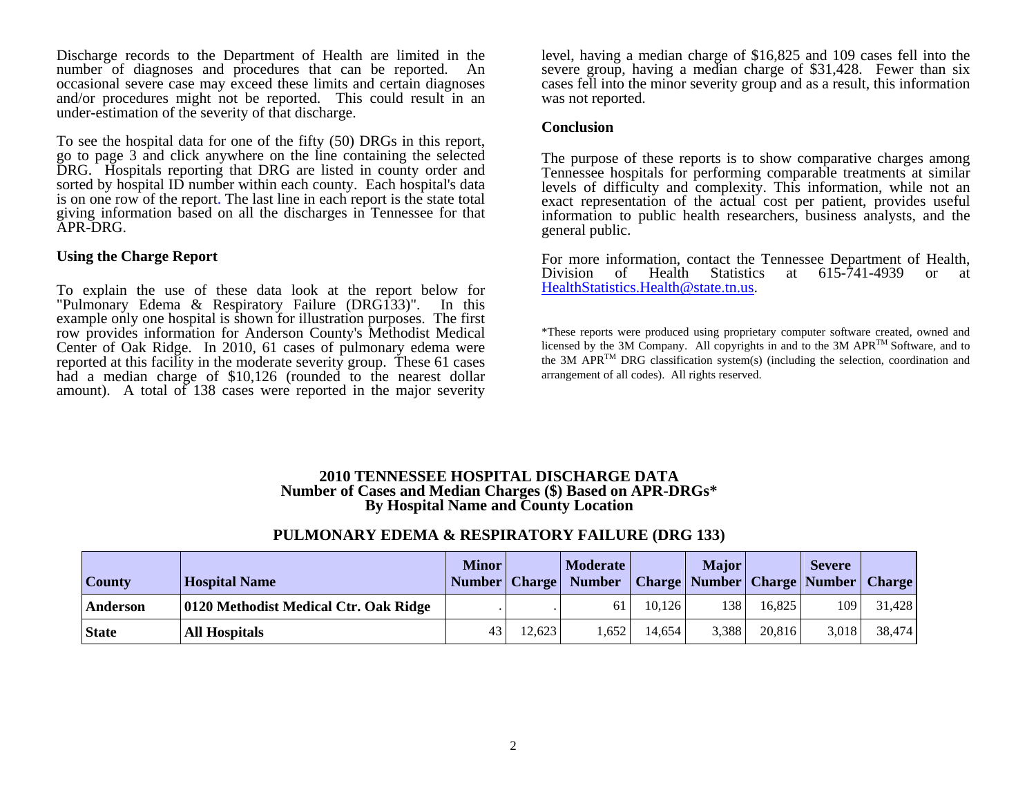Discharge records to the Department of Health are limited in the number of diagnoses and procedures that can be reported. An occasional severe case may exceed these limits and certain diagnoses and/or procedures might not be reported. This could result in an under-estimation of the severity of that discharge.

To see the hospital data for one of the fifty (50) DRGs in this report, go to page 3 and click anywhere on the line containing the selected DRG. Hospitals reporting that DRG are listed in county order and sorted by hospital ID number within each county. Each hospital's data is on one row of the report. The last line in each report is the state total giving information based on all the discharges in Tennessee for that APR-DRG.

**Using the Charge Report**

To explain the use of these data look at the report below for "Pulmonary Edema & Respiratory Failure (DRG133)". In this example only one hospital is shown for illustration purposes. The first row provides information for Anderson County's Methodist Medical Center of Oak Ridge. In 2010, 61 cases of pulmonary edema were reported at this facility in the moderate severity group. These 61 cases had a median charge of $10,126 (rounded to the nearest dollar amount). A total of 138 cases were reported in the major severity level, having a median charge of $16,825 and 109 cases fell into the severe group, having a median charge of $31,428. Fewer than six cases fell into the minor severity group and as a result, this information was not reported.

**Conclusion**

The purpose of these reports is to show comparative charges among Tennessee hospitals for performing comparable treatments at similar levels of difficulty and complexity. This information, while not an exact representation of the actual cost per patient, provides useful information to public health researchers, business analysts, and the general public.

For more information, contact the Tennessee Department of Health, Division of Health Statistics at 615-741-4939 or at HealthStatistics.Health@state.tn.us.

*These reports were produced using proprietary computer software created, owned and licensed by the 3M Company. All copyrights in and to the 3M APR™ Software, and to the 3M APR™ DRG classification system(s) (including the selection, coordination and arrangement of all codes). All rights reserved.

**2010 TENNESSEE HOSPITAL DISCHARGE DATA**
**Number of Cases and Median Charges ($) Based on APR-DRGs***
**By Hospital Name and County Location**

**PULMONARY EDEMA & RESPIRATORY FAILURE (DRG 133)**

| County | Hospital Name | Minor Number | Charge | Moderate Number | Charge | Major Number | Charge | Severe Number | Charge |
|---|---|---|---|---|---|---|---|---|---|
| Anderson | 0120 Methodist Medical Ctr. Oak Ridge | . | . | 61 | 10,126 | 138 | 16,825 | 109 | 31,428 |
| State | All Hospitals | 43 | 12,623 | 1,652 | 14,654 | 3,388 | 20,816 | 3,018 | 38,474 |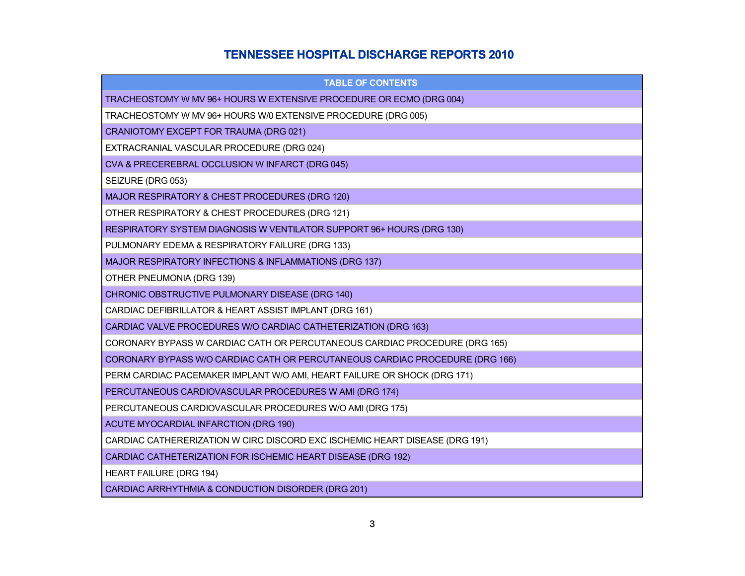# TENNESSEE HOSPITAL DISCHARGE REPORTS 2010

| TABLE OF CONTENTS |
|---|
| TRACHEOSTOMY W MV 96+ HOURS W EXTENSIVE PROCEDURE OR ECMO (DRG 004) |
| TRACHEOSTOMY W MV 96+ HOURS W/0 EXTENSIVE PROCEDURE (DRG 005) |
| CRANIOTOMY EXCEPT FOR TRAUMA (DRG 021) |
| EXTRACRANIAL VASCULAR PROCEDURE (DRG 024) |
| CVA & PRECEREBRAL OCCLUSION W INFARCT (DRG 045) |
| SEIZURE (DRG 053) |
| MAJOR RESPIRATORY & CHEST PROCEDURES (DRG 120) |
| OTHER RESPIRATORY & CHEST PROCEDURES (DRG 121) |
| RESPIRATORY SYSTEM DIAGNOSIS W VENTILATOR SUPPORT 96+ HOURS (DRG 130) |
| PULMONARY EDEMA & RESPIRATORY FAILURE (DRG 133) |
| MAJOR RESPIRATORY INFECTIONS & INFLAMMATIONS (DRG 137) |
| OTHER PNEUMONIA (DRG 139) |
| CHRONIC OBSTRUCTIVE PULMONARY DISEASE (DRG 140) |
| CARDIAC DEFIBRILLATOR & HEART ASSIST IMPLANT (DRG 161) |
| CARDIAC VALVE PROCEDURES W/O CARDIAC CATHETERIZATION (DRG 163) |
| CORONARY BYPASS W CARDIAC CATH OR PERCUTANEOUS CARDIAC PROCEDURE (DRG 165) |
| CORONARY BYPASS W/O CARDIAC CATH OR PERCUTANEOUS CARDIAC PROCEDURE (DRG 166) |
| PERM CARDIAC PACEMAKER IMPLANT W/O AMI, HEART FAILURE OR SHOCK (DRG 171) |
| PERCUTANEOUS CARDIOVASCULAR PROCEDURES W AMI (DRG 174) |
| PERCUTANEOUS CARDIOVASCULAR PROCEDURES W/O AMI (DRG 175) |
| ACUTE MYOCARDIAL INFARCTION (DRG 190) |
| CARDIAC CATHERERIZATION W CIRC DISCORD EXC ISCHEMIC HEART DISEASE (DRG 191) |
| CARDIAC CATHETERIZATION FOR ISCHEMIC HEART DISEASE (DRG 192) |
| HEART FAILURE (DRG 194) |
| CARDIAC ARRHYTHMIA & CONDUCTION DISORDER (DRG 201) |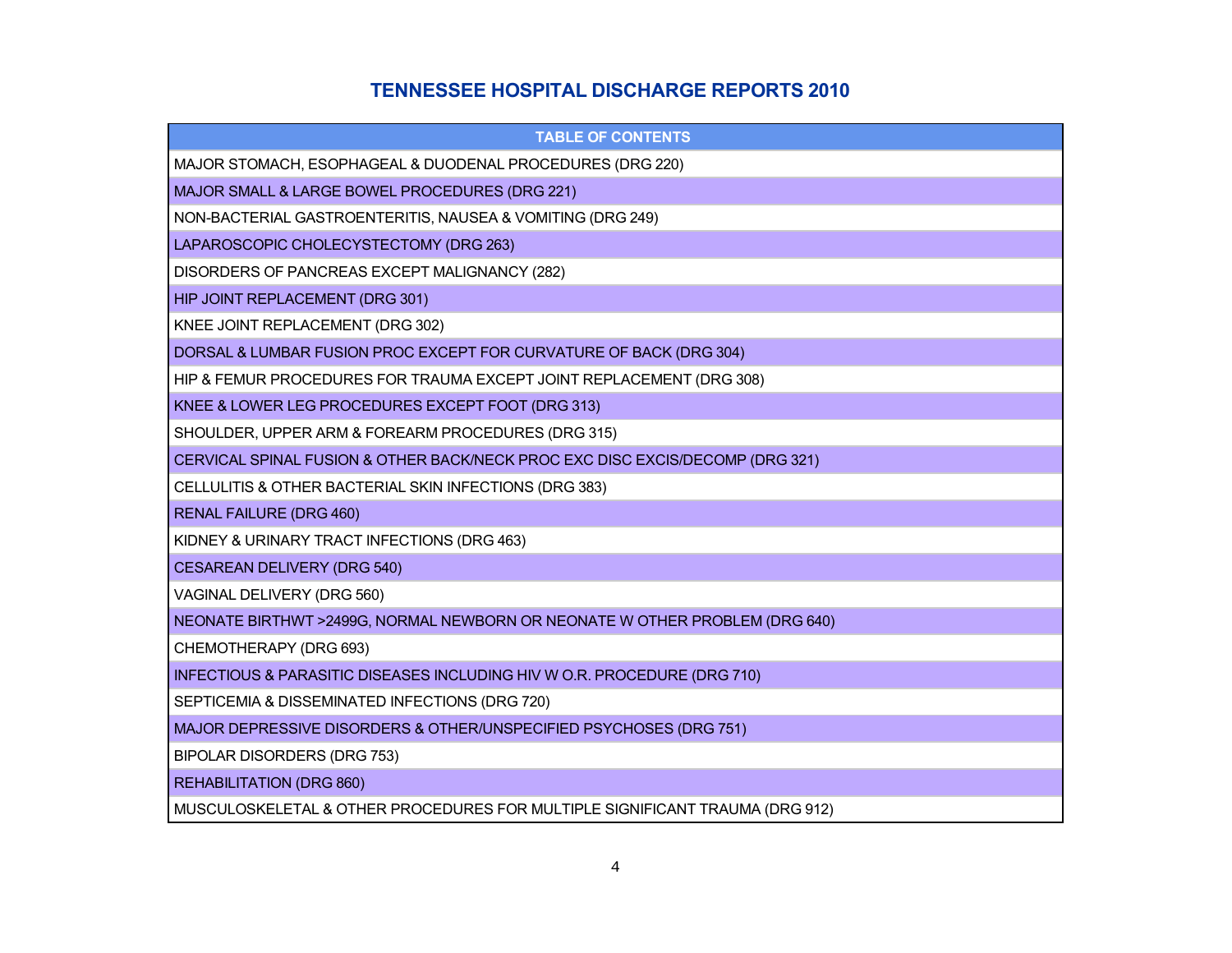## TENNESSEE HOSPITAL DISCHARGE REPORTS 2010

| TABLE OF CONTENTS |
|---|
| MAJOR STOMACH, ESOPHAGEAL & DUODENAL PROCEDURES (DRG 220) |
| MAJOR SMALL & LARGE BOWEL PROCEDURES (DRG 221) |
| NON-BACTERIAL GASTROENTERITIS, NAUSEA & VOMITING (DRG 249) |
| LAPAROSCOPIC CHOLECYSTECTOMY (DRG 263) |
| DISORDERS OF PANCREAS EXCEPT MALIGNANCY (282) |
| HIP JOINT REPLACEMENT (DRG 301) |
| KNEE JOINT REPLACEMENT (DRG 302) |
| DORSAL & LUMBAR FUSION PROC EXCEPT FOR CURVATURE OF BACK (DRG 304) |
| HIP & FEMUR PROCEDURES FOR TRAUMA EXCEPT JOINT REPLACEMENT (DRG 308) |
| KNEE & LOWER LEG PROCEDURES EXCEPT FOOT (DRG 313) |
| SHOULDER, UPPER ARM & FOREARM PROCEDURES (DRG 315) |
| CERVICAL SPINAL FUSION & OTHER BACK/NECK PROC EXC DISC EXCIS/DECOMP (DRG 321) |
| CELLULITIS & OTHER BACTERIAL SKIN INFECTIONS (DRG 383) |
| RENAL FAILURE (DRG 460) |
| KIDNEY & URINARY TRACT INFECTIONS (DRG 463) |
| CESAREAN DELIVERY (DRG 540) |
| VAGINAL DELIVERY (DRG 560) |
| NEONATE BIRTHWT >2499G, NORMAL NEWBORN OR NEONATE W OTHER PROBLEM (DRG 640) |
| CHEMOTHERAPY (DRG 693) |
| INFECTIOUS & PARASITIC DISEASES INCLUDING HIV W O.R. PROCEDURE (DRG 710) |
| SEPTICEMIA & DISSEMINATED INFECTIONS (DRG 720) |
| MAJOR DEPRESSIVE DISORDERS & OTHER/UNSPECIFIED PSYCHOSES (DRG 751) |
| BIPOLAR DISORDERS (DRG 753) |
| REHABILITATION (DRG 860) |
| MUSCULOSKELETAL & OTHER PROCEDURES FOR MULTIPLE SIGNIFICANT TRAUMA (DRG 912) |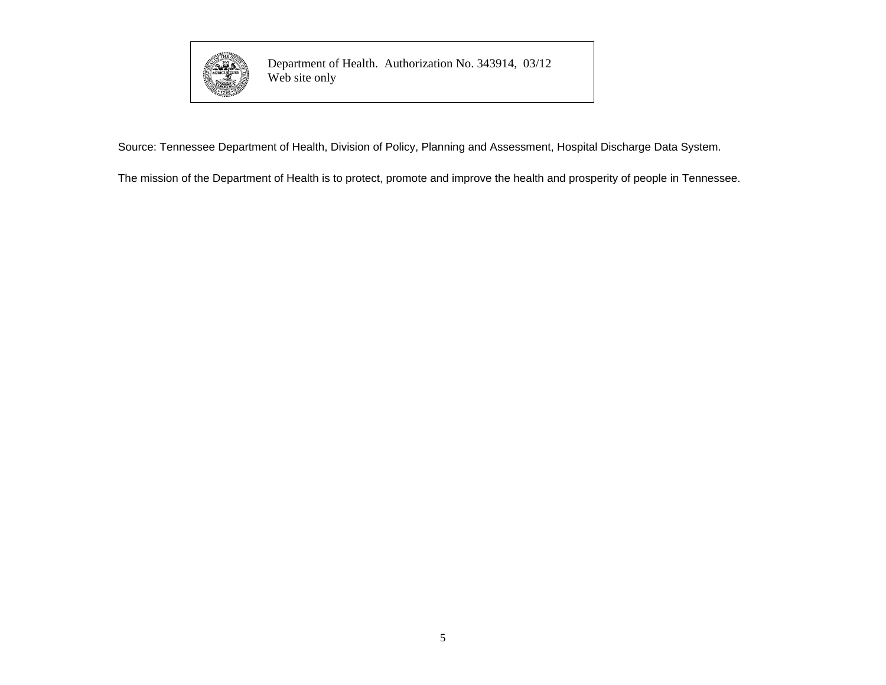Department of Health. Authorization No. 343914, 03/12
Web site only

Source: Tennessee Department of Health, Division of Policy, Planning and Assessment, Hospital Discharge Data System.

The mission of the Department of Health is to protect, promote and improve the health and prosperity of people in Tennessee.